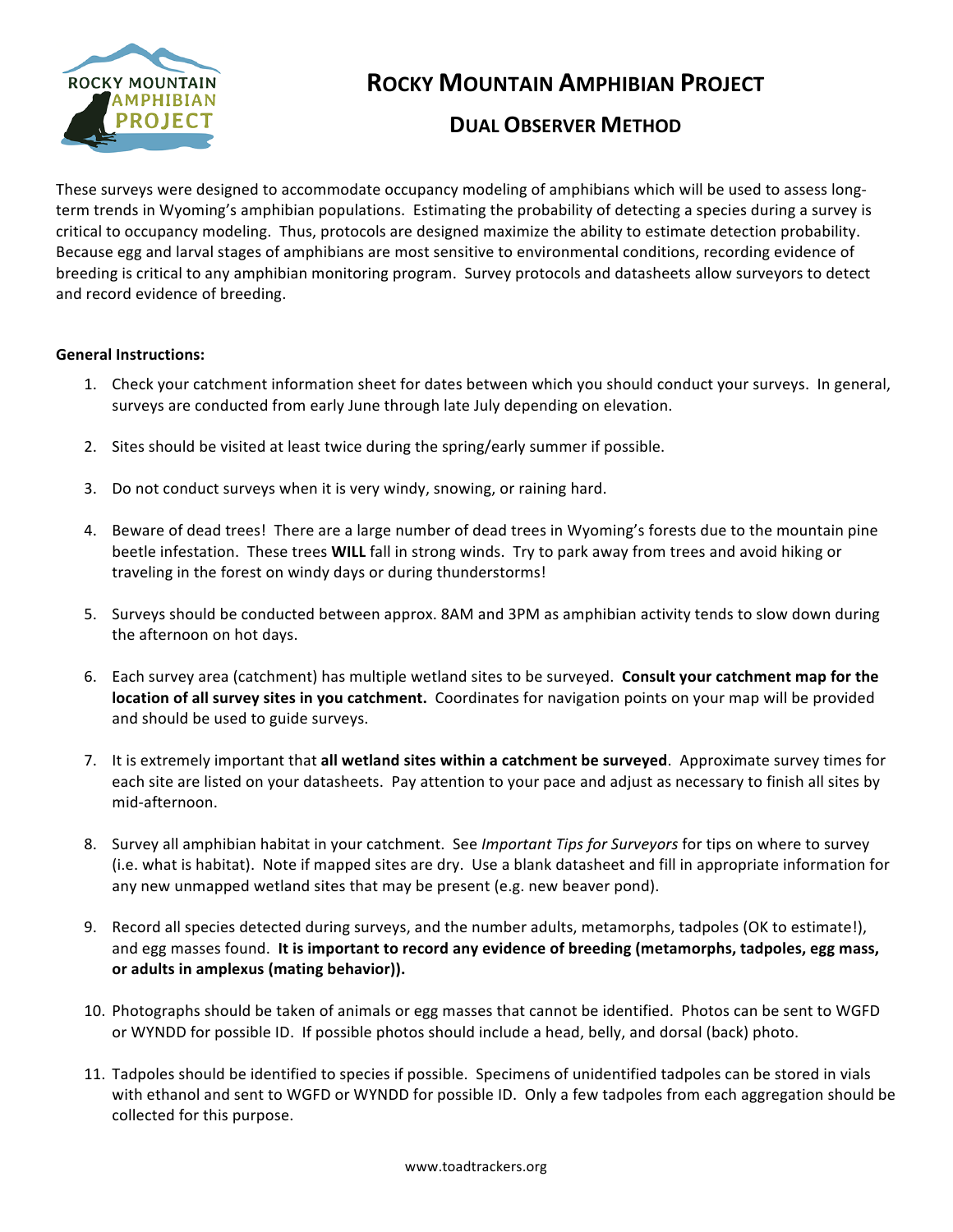# Rocky Mountain Amphibian Project

## Dual Observer Method

These surveys were designed to accommodate occupancy modeling of amphibians which will be used to assess long-term trends in Wyoming's amphibian populations. Estimating the probability of detecting a species during a survey is critical to occupancy modeling. Thus, protocols are designed maximize the ability to estimate detection probability. Because egg and larval stages of amphibians are most sensitive to environmental conditions, recording evidence of breeding is critical to any amphibian monitoring program. Survey protocols and datasheets allow surveyors to detect and record evidence of breeding.

**General Instructions:**

1. Check your catchment information sheet for dates between which you should conduct your surveys. In general, surveys are conducted from early June through late July depending on elevation.

2. Sites should be visited at least twice during the spring/early summer if possible.

3. Do not conduct surveys when it is very windy, snowing, or raining hard.

4. Beware of dead trees! There are a large number of dead trees in Wyoming's forests due to the mountain pine beetle infestation. These trees **WILL** fall in strong winds. Try to park away from trees and avoid hiking or traveling in the forest on windy days or during thunderstorms!

5. Surveys should be conducted between approx. 8AM and 3PM as amphibian activity tends to slow down during the afternoon on hot days.

6. Each survey area (catchment) has multiple wetland sites to be surveyed. **Consult your catchment map for the location of all survey sites in you catchment.** Coordinates for navigation points on your map will be provided and should be used to guide surveys.

7. It is extremely important that **all wetland sites within a catchment be surveyed**. Approximate survey times for each site are listed on your datasheets. Pay attention to your pace and adjust as necessary to finish all sites by mid-afternoon.

8. Survey all amphibian habitat in your catchment. See *Important Tips for Surveyors* for tips on where to survey (i.e. what is habitat). Note if mapped sites are dry. Use a blank datasheet and fill in appropriate information for any new unmapped wetland sites that may be present (e.g. new beaver pond).

9. Record all species detected during surveys, and the number adults, metamorphs, tadpoles (OK to estimate!), and egg masses found. **It is important to record any evidence of breeding (metamorphs, tadpoles, egg mass, or adults in amplexus (mating behavior)).**

10. Photographs should be taken of animals or egg masses that cannot be identified. Photos can be sent to WGFD or WYNDD for possible ID. If possible photos should include a head, belly, and dorsal (back) photo.

11. Tadpoles should be identified to species if possible. Specimens of unidentified tadpoles can be stored in vials with ethanol and sent to WGFD or WYNDD for possible ID. Only a few tadpoles from each aggregation should be collected for this purpose.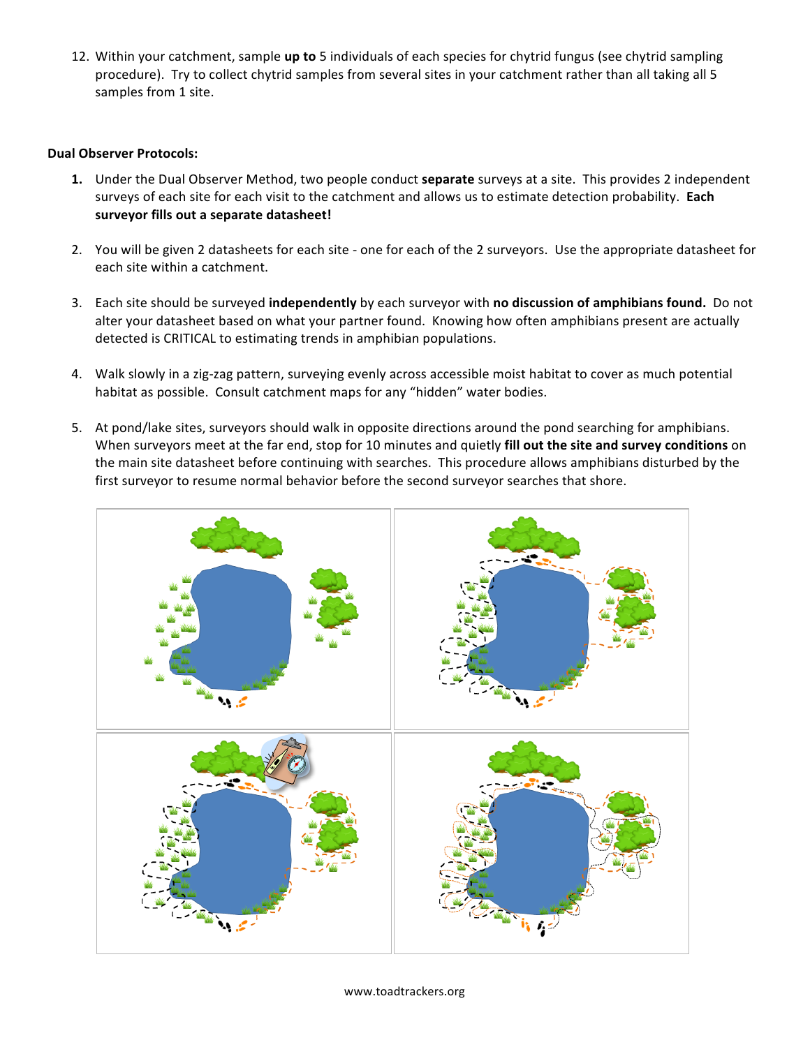12. Within your catchment, sample **up to** 5 individuals of each species for chytrid fungus (see chytrid sampling procedure). Try to collect chytrid samples from several sites in your catchment rather than all taking all 5 samples from 1 site.

**Dual Observer Protocols:**

1. Under the Dual Observer Method, two people conduct **separate** surveys at a site. This provides 2 independent surveys of each site for each visit to the catchment and allows us to estimate detection probability. **Each surveyor fills out a separate datasheet!**

2. You will be given 2 datasheets for each site - one for each of the 2 surveyors. Use the appropriate datasheet for each site within a catchment.

3. Each site should be surveyed **independently** by each surveyor with **no discussion of amphibians found.** Do not alter your datasheet based on what your partner found. Knowing how often amphibians present are actually detected is CRITICAL to estimating trends in amphibian populations.

4. Walk slowly in a zig-zag pattern, surveying evenly across accessible moist habitat to cover as much potential habitat as possible. Consult catchment maps for any "hidden" water bodies.

5. At pond/lake sites, surveyors should walk in opposite directions around the pond searching for amphibians. When surveyors meet at the far end, stop for 10 minutes and quietly **fill out the site and survey conditions** on the main site datasheet before continuing with searches. This procedure allows amphibians disturbed by the first surveyor to resume normal behavior before the second surveyor searches that shore.

www.toadtrackers.org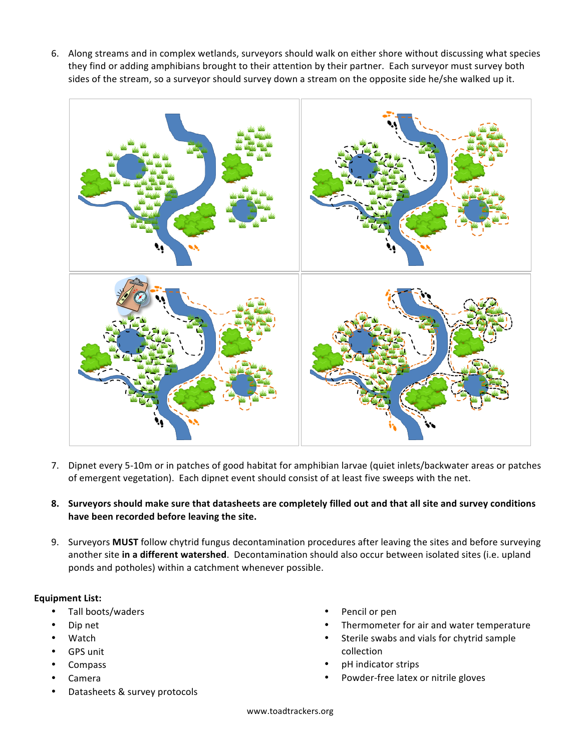6. Along streams and in complex wetlands, surveyors should walk on either shore without discussing what species they find or adding amphibians brought to their attention by their partner. Each surveyor must survey both sides of the stream, so a surveyor should survey down a stream on the opposite side he/she walked up it.

7. Dipnet every 5-10m or in patches of good habitat for amphibian larvae (quiet inlets/backwater areas or patches of emergent vegetation). Each dipnet event should consist of at least five sweeps with the net.

8. **Surveyors should make sure that datasheets are completely filled out and that all site and survey conditions have been recorded before leaving the site.**

9. Surveyors **MUST** follow chytrid fungus decontamination procedures after leaving the sites and before surveying another site **in a different watershed**. Decontamination should also occur between isolated sites (i.e. upland ponds and potholes) within a catchment whenever possible.

**Equipment List:**

- Tall boots/waders
- Dip net
- Watch
- GPS unit
- Compass
- Camera
- Datasheets & survey protocols
- Pencil or pen
- Thermometer for air and water temperature
- Sterile swabs and vials for chytrid sample collection
- pH indicator strips
- Powder-free latex or nitrile gloves

www.toadtrackers.org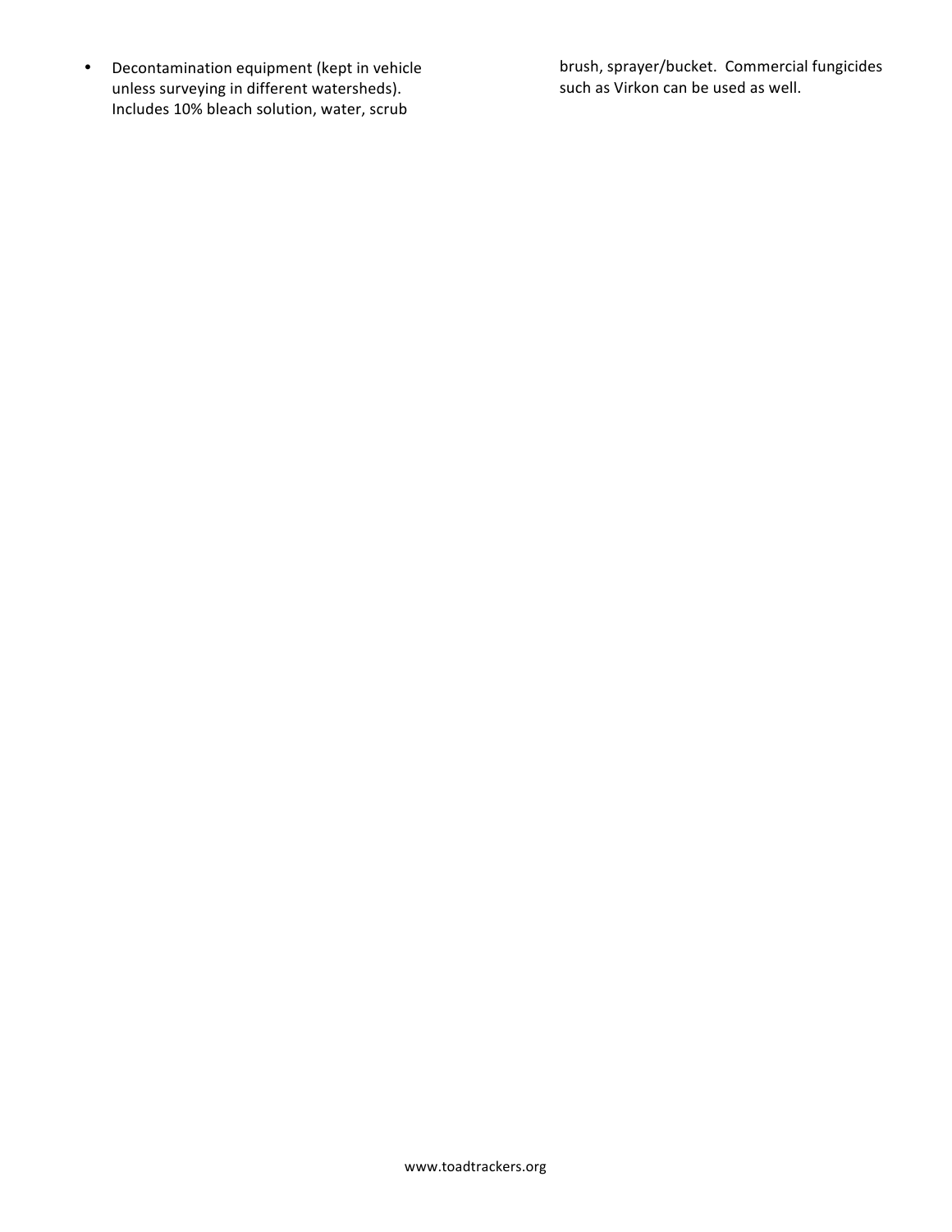- Decontamination equipment (kept in vehicle unless surveying in different watersheds). Includes 10% bleach solution, water, scrub brush, sprayer/bucket. Commercial fungicides such as Virkon can be used as well.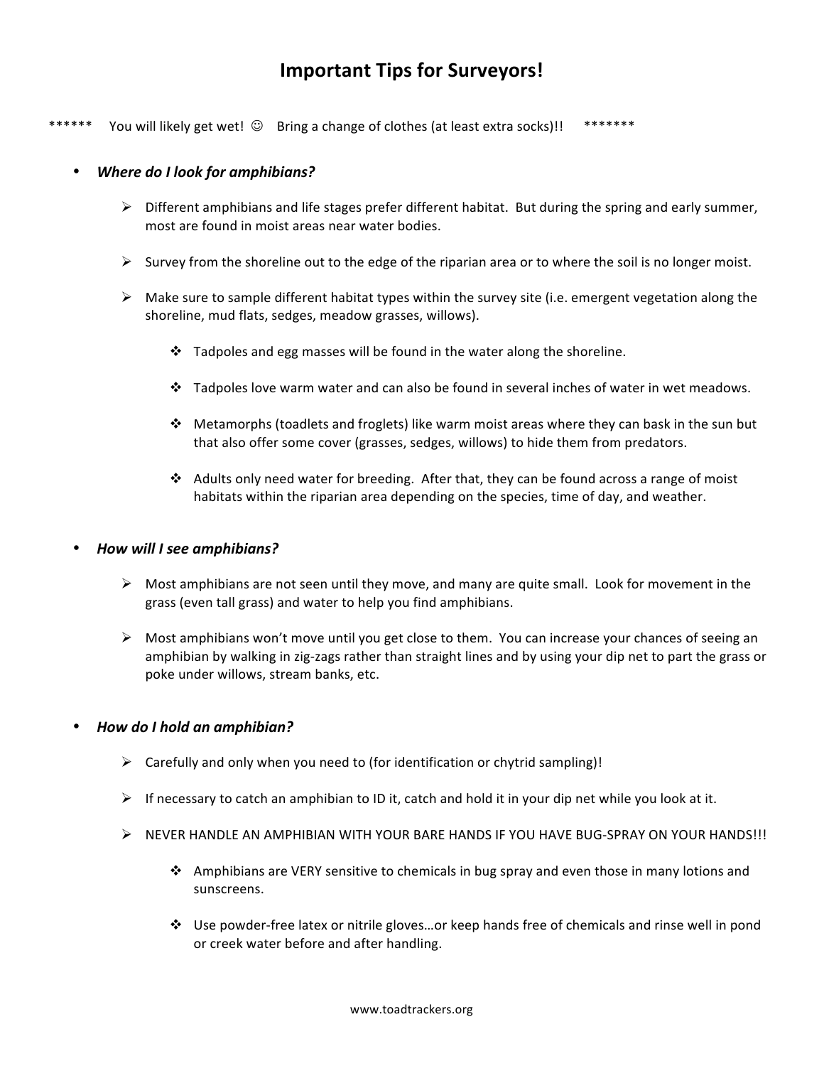# Important Tips for Surveyors!

****** You will likely get wet! ☺ Bring a change of clothes (at least extra socks)!! *******

- ***Where do I look for amphibians?***
  - Different amphibians and life stages prefer different habitat. But during the spring and early summer, most are found in moist areas near water bodies.
  - Survey from the shoreline out to the edge of the riparian area or to where the soil is no longer moist.
  - Make sure to sample different habitat types within the survey site (i.e. emergent vegetation along the shoreline, mud flats, sedges, meadow grasses, willows).
    - Tadpoles and egg masses will be found in the water along the shoreline.
    - Tadpoles love warm water and can also be found in several inches of water in wet meadows.
    - Metamorphs (toadlets and froglets) like warm moist areas where they can bask in the sun but that also offer some cover (grasses, sedges, willows) to hide them from predators.
    - Adults only need water for breeding. After that, they can be found across a range of moist habitats within the riparian area depending on the species, time of day, and weather.

- ***How will I see amphibians?***
  - Most amphibians are not seen until they move, and many are quite small. Look for movement in the grass (even tall grass) and water to help you find amphibians.
  - Most amphibians won't move until you get close to them. You can increase your chances of seeing an amphibian by walking in zig-zags rather than straight lines and by using your dip net to part the grass or poke under willows, stream banks, etc.

- ***How do I hold an amphibian?***
  - Carefully and only when you need to (for identification or chytrid sampling)!
  - If necessary to catch an amphibian to ID it, catch and hold it in your dip net while you look at it.
  - NEVER HANDLE AN AMPHIBIAN WITH YOUR BARE HANDS IF YOU HAVE BUG-SPRAY ON YOUR HANDS!!!
    - Amphibians are VERY sensitive to chemicals in bug spray and even those in many lotions and sunscreens.
    - Use powder-free latex or nitrile gloves…or keep hands free of chemicals and rinse well in pond or creek water before and after handling.

www.toadtrackers.org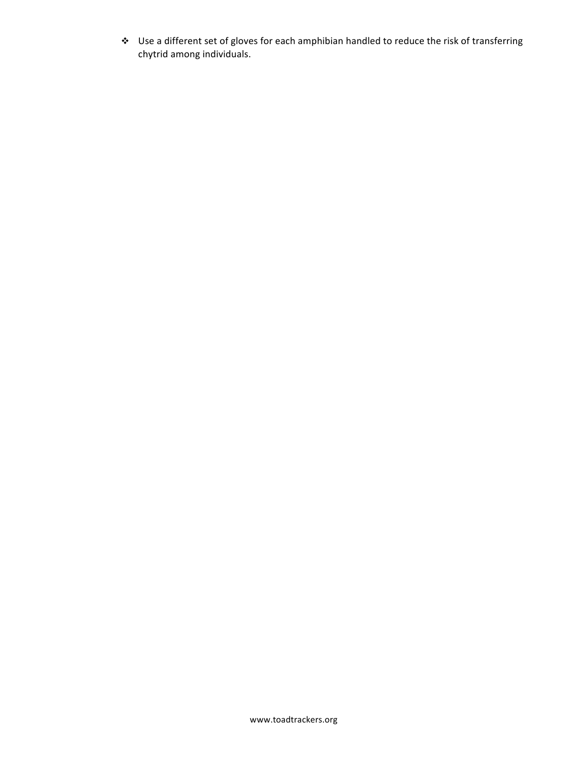- Use a different set of gloves for each amphibian handled to reduce the risk of transferring chytrid among individuals.